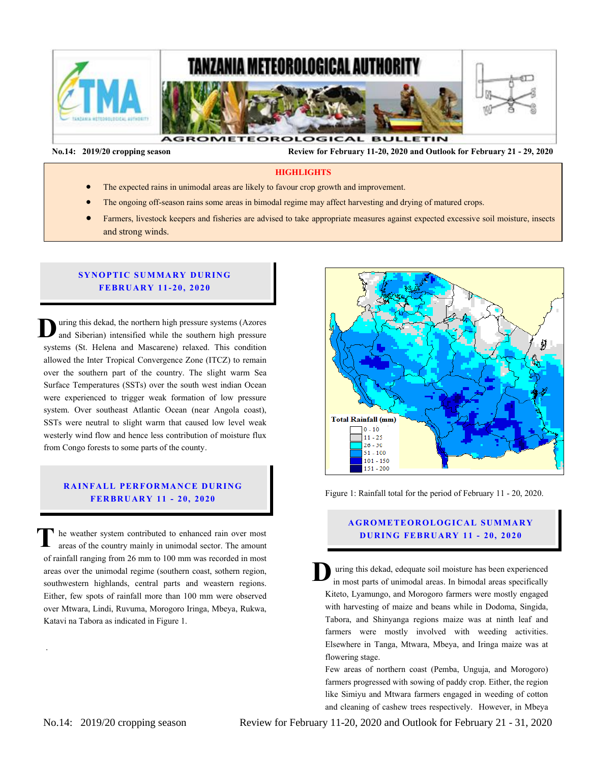# TANZANIA METEOROLOGICAL AUTHORITY

## AGROMETEOROLOGICAL BULLETIN

**No.14: 2019/20 cropping season** **Review for February 11-20, 2020 and Outlook for February 21 - 29, 2020**

**HIGHLIGHTS**

- The expected rains in unimodal areas are likely to favour crop growth and improvement.
- The ongoing off-season rains some areas in bimodal regime may affect harvesting and drying of matured crops.
- Farmers, livestock keepers and fisheries are advised to take appropriate measures against expected excessive soil moisture, insects and strong winds.

## SYNOPTIC SUMMARY DURING FEBRUARY 11-20, 2020

During this dekad, the northern high pressure systems (Azores and Siberian) intensified while the southern high pressure systems (St. Helena and Mascarene) relaxed. This condition allowed the Inter Tropical Convergence Zone (ITCZ) to remain over the southern part of the country. The slight warm Sea Surface Temperatures (SSTs) over the south west indian Ocean were experienced to trigger weak formation of low pressure system. Over southeast Atlantic Ocean (near Angola coast), SSTs were neutral to slight warm that caused low level weak westerly wind flow and hence less contribution of moisture flux from Congo forests to some parts of the county.

## RAINFALL PERFORMANCE DURING FERBRUARY 11 - 20, 2020

The weather system contributed to enhanced rain over most areas of the country mainly in unimodal sector. The amount of rainfall ranging from 26 mm to 100 mm was recorded in most areas over the unimodal regime (southern coast, sothern region, southwestern highlands, central parts and weastern regions. Either, few spots of rainfall more than 100 mm were observed over Mtwara, Lindi, Ruvuma, Morogoro Iringa, Mbeya, Rukwa, Katavi na Tabora as indicated in Figure 1.

Total Rainfall (mm)

| |
|---|
| 0 - 10 |
| 11 - 25 |
| 26 - 50 |
| 51 - 100 |
| 101 - 150 |
| 151 - 200 |

Figure 1: Rainfall total for the period of February 11 - 20, 2020.

## AGROMETEOROLOGICAL SUMMARY DURING FEBRUARY 11 - 20, 2020

During this dekad, edequate soil moisture has been experienced in most parts of unimodal areas. In bimodal areas specifically Kiteto, Lyamungo, and Morogoro farmers were mostly engaged with harvesting of maize and beans while in Dodoma, Singida, Tabora, and Shinyanga regions maize was at ninth leaf and farmers were mostly involved with weeding activities. Elsewhere in Tanga, Mtwara, Mbeya, and Iringa maize was at flowering stage.

Few areas of northern coast (Pemba, Unguja, and Morogoro) farmers progressed with sowing of paddy crop. Either, the region like Simiyu and Mtwara farmers engaged in weeding of cotton and cleaning of cashew trees respectively. However, in Mbeya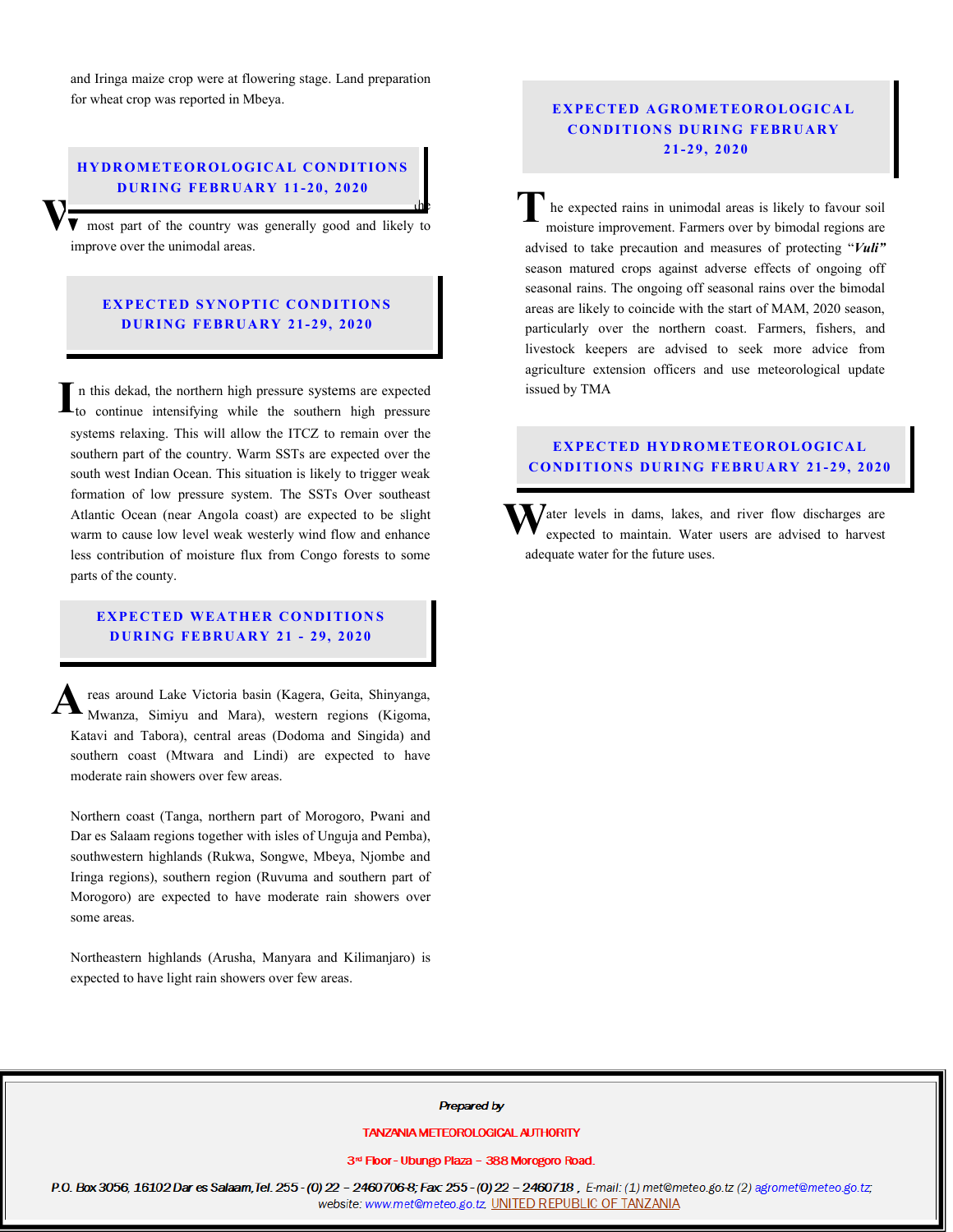and Iringa maize crop were at flowering stage. Land preparation for wheat crop was reported in Mbeya.

## HYDROMETEOROLOGICAL CONDITIONS DURING FEBRUARY 11-20, 2020

W the most part of the country was generally good and likely to improve over the unimodal areas.

## EXPECTED SYNOPTIC CONDITIONS DURING FEBRUARY 21-29, 2020

In this dekad, the northern high pressure systems are expected to continue intensifying while the southern high pressure systems relaxing. This will allow the ITCZ to remain over the southern part of the country. Warm SSTs are expected over the south west Indian Ocean. This situation is likely to trigger weak formation of low pressure system. The SSTs Over southeast Atlantic Ocean (near Angola coast) are expected to be slight warm to cause low level weak westerly wind flow and enhance less contribution of moisture flux from Congo forests to some parts of the county.

## EXPECTED WEATHER CONDITIONS DURING FEBRUARY 21 - 29, 2020

Areas around Lake Victoria basin (Kagera, Geita, Shinyanga, Mwanza, Simiyu and Mara), western regions (Kigoma, Katavi and Tabora), central areas (Dodoma and Singida) and southern coast (Mtwara and Lindi) are expected to have moderate rain showers over few areas.

Northern coast (Tanga, northern part of Morogoro, Pwani and Dar es Salaam regions together with isles of Unguja and Pemba), southwestern highlands (Rukwa, Songwe, Mbeya, Njombe and Iringa regions), southern region (Ruvuma and southern part of Morogoro) are expected to have moderate rain showers over some areas.

Northeastern highlands (Arusha, Manyara and Kilimanjaro) is expected to have light rain showers over few areas.

## EXPECTED AGROMETEOROLOGICAL CONDITIONS DURING FEBRUARY 21-29, 2020

The expected rains in unimodal areas is likely to favour soil moisture improvement. Farmers over by bimodal regions are advised to take precaution and measures of protecting "***Vuli***" season matured crops against adverse effects of ongoing off seasonal rains. The ongoing off seasonal rains over the bimodal areas are likely to coincide with the start of MAM, 2020 season, particularly over the northern coast. Farmers, fishers, and livestock keepers are advised to seek more advice from agriculture extension officers and use meteorological update issued by TMA

## EXPECTED HYDROMETEOROLOGICAL CONDITIONS DURING FEBRUARY 21-29, 2020

Water levels in dams, lakes, and river flow discharges are expected to maintain. Water users are advised to harvest adequate water for the future uses.

***Prepared by***

TANZANIA METEOROLOGICAL AUTHORITY

3rd Floor - Ubungo Plaza – 388 Morogoro Road.

P.O. Box 3056, 16102 Dar es Salaam, Tel. 255 - (0) 22 – 2460706-8; Fax: 255 - (0) 22 – 2460718 , E-mail: (1) met@meteo.go.tz (2) agromet@meteo.go.tz; website: www.met@meteo.go.tz. UNITED REPUBLIC OF TANZANIA